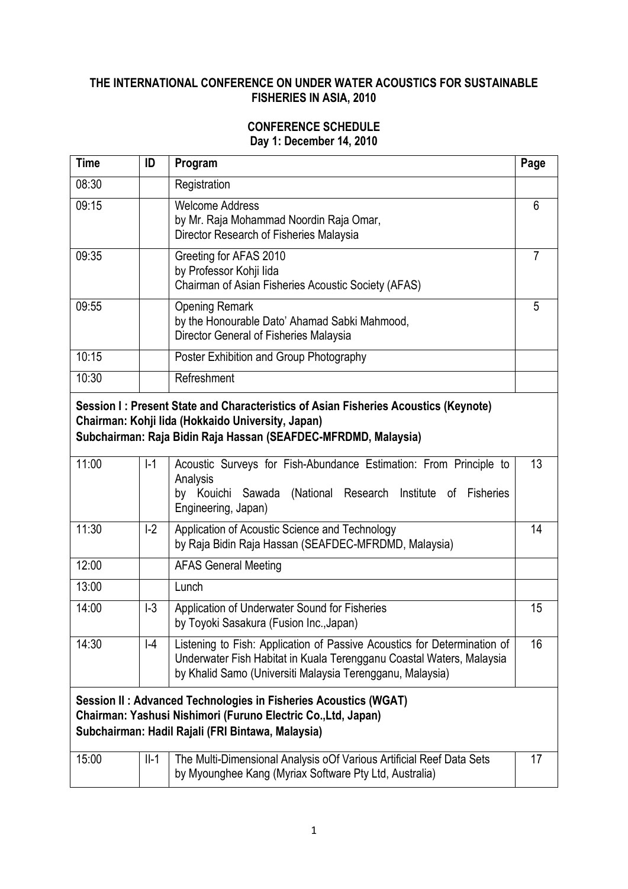# THE INTERNATIONAL CONFERENCE ON UNDER WATER ACOUSTICS FOR SUSTAINABLE FISHERIES IN ASIA, 2010

## CONFERENCE SCHEDULE
### Day 1: December 14, 2010

| Time | ID | Program | Page |
|---|---|---|---|
| 08:30 | | Registration | |
| 09:15 | | Welcome Address<br>by Mr. Raja Mohammad Noordin Raja Omar,<br>Director Research of Fisheries Malaysia | 6 |
| 09:35 | | Greeting for AFAS 2010<br>by Professor Kohji Iida<br>Chairman of Asian Fisheries Acoustic Society (AFAS) | 7 |
| 09:55 | | Opening Remark<br>by the Honourable Dato' Ahamad Sabki Mahmood,<br>Director General of Fisheries Malaysia | 5 |
| 10:15 | | Poster Exhibition and Group Photography | |
| 10:30 | | Refreshment | |
| **Session I : Present State and Characteristics of Asian Fisheries Acoustics (Keynote)<br>Chairman: Kohji Iida (Hokkaido University, Japan)<br>Subchairman: Raja Bidin Raja Hassan (SEAFDEC-MFRDMD, Malaysia)** | | | |
| 11:00 | I-1 | Acoustic Surveys for Fish-Abundance Estimation: From Principle to Analysis<br>by Kouichi Sawada (National Research Institute of Fisheries Engineering, Japan) | 13 |
| 11:30 | I-2 | Application of Acoustic Science and Technology<br>by Raja Bidin Raja Hassan (SEAFDEC-MFRDMD, Malaysia) | 14 |
| 12:00 | | AFAS General Meeting | |
| 13:00 | | Lunch | |
| 14:00 | I-3 | Application of Underwater Sound for Fisheries<br>by Toyoki Sasakura (Fusion Inc.,Japan) | 15 |
| 14:30 | I-4 | Listening to Fish: Application of Passive Acoustics for Determination of Underwater Fish Habitat in Kuala Terengganu Coastal Waters, Malaysia<br>by Khalid Samo (Universiti Malaysia Terengganu, Malaysia) | 16 |
| **Session II : Advanced Technologies in Fisheries Acoustics (WGAT)<br>Chairman: Yashusi Nishimori (Furuno Electric Co.,Ltd, Japan)<br>Subchairman: Hadil Rajali (FRI Bintawa, Malaysia)** | | | |
| 15:00 | II-1 | The Multi-Dimensional Analysis oOf Various Artificial Reef Data Sets<br>by Myounghee Kang (Myriax Software Pty Ltd, Australia) | 17 |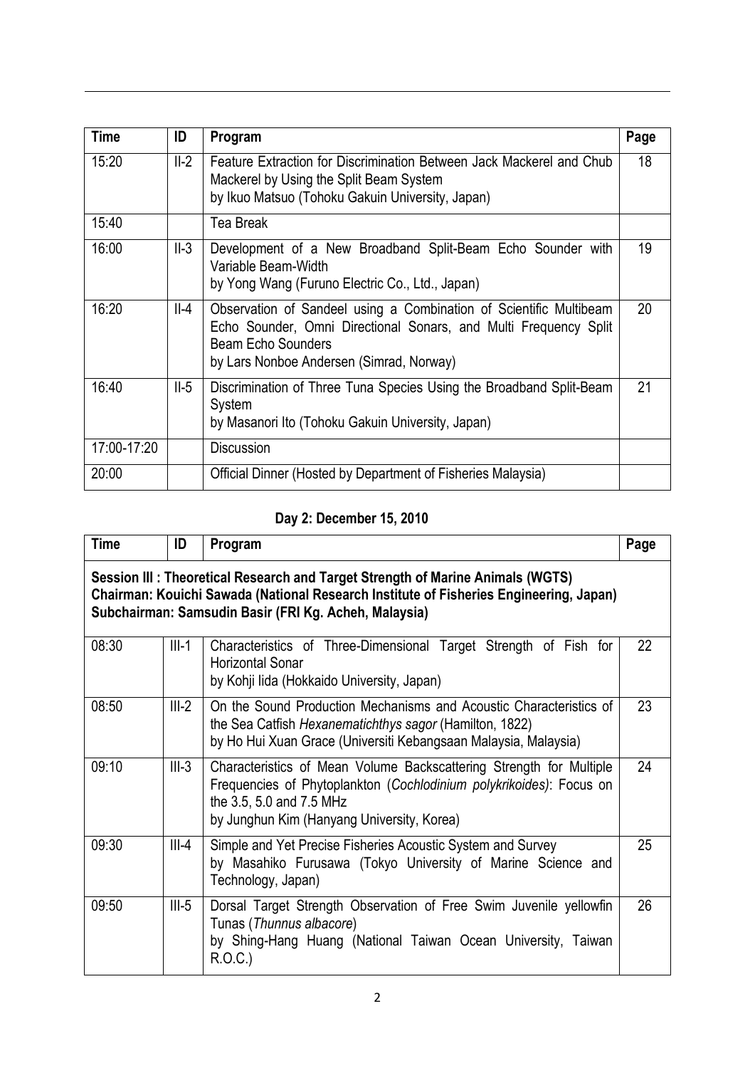| Time | ID | Program | Page |
|---|---|---|---|
| 15:20 | II-2 | Feature Extraction for Discrimination Between Jack Mackerel and Chub Mackerel by Using the Split Beam System<br>by Ikuo Matsuo (Tohoku Gakuin University, Japan) | 18 |
| 15:40 | | Tea Break | |
| 16:00 | II-3 | Development of a New Broadband Split-Beam Echo Sounder with Variable Beam-Width<br>by Yong Wang (Furuno Electric Co., Ltd., Japan) | 19 |
| 16:20 | II-4 | Observation of Sandeel using a Combination of Scientific Multibeam Echo Sounder, Omni Directional Sonars, and Multi Frequency Split Beam Echo Sounders<br>by Lars Nonboe Andersen (Simrad, Norway) | 20 |
| 16:40 | II-5 | Discrimination of Three Tuna Species Using the Broadband Split-Beam System<br>by Masanori Ito (Tohoku Gakuin University, Japan) | 21 |
| 17:00-17:20 | | Discussion | |
| 20:00 | | Official Dinner (Hosted by Department of Fisheries Malaysia) | |

## Day 2: December 15, 2010

| Time | ID | Program | Page |
|---|---|---|---|
| **Session III : Theoretical Research and Target Strength of Marine Animals (WGTS)**<br>**Chairman: Kouichi Sawada (National Research Institute of Fisheries Engineering, Japan)**<br>**Subchairman: Samsudin Basir (FRI Kg. Acheh, Malaysia)** | | | |
| 08:30 | III-1 | Characteristics of Three-Dimensional Target Strength of Fish for Horizontal Sonar<br>by Kohji Iida (Hokkaido University, Japan) | 22 |
| 08:50 | III-2 | On the Sound Production Mechanisms and Acoustic Characteristics of the Sea Catfish *Hexanematichthys sagor* (Hamilton, 1822)<br>by Ho Hui Xuan Grace (Universiti Kebangsaan Malaysia, Malaysia) | 23 |
| 09:10 | III-3 | Characteristics of Mean Volume Backscattering Strength for Multiple Frequencies of Phytoplankton (*Cochlodinium polykrikoides*): Focus on the 3.5, 5.0 and 7.5 MHz<br>by Junghun Kim (Hanyang University, Korea) | 24 |
| 09:30 | III-4 | Simple and Yet Precise Fisheries Acoustic System and Survey<br>by Masahiko Furusawa (Tokyo University of Marine Science and Technology, Japan) | 25 |
| 09:50 | III-5 | Dorsal Target Strength Observation of Free Swim Juvenile yellowfin Tunas (*Thunnus albacore*)<br>by Shing-Hang Huang (National Taiwan Ocean University, Taiwan R.O.C.) | 26 |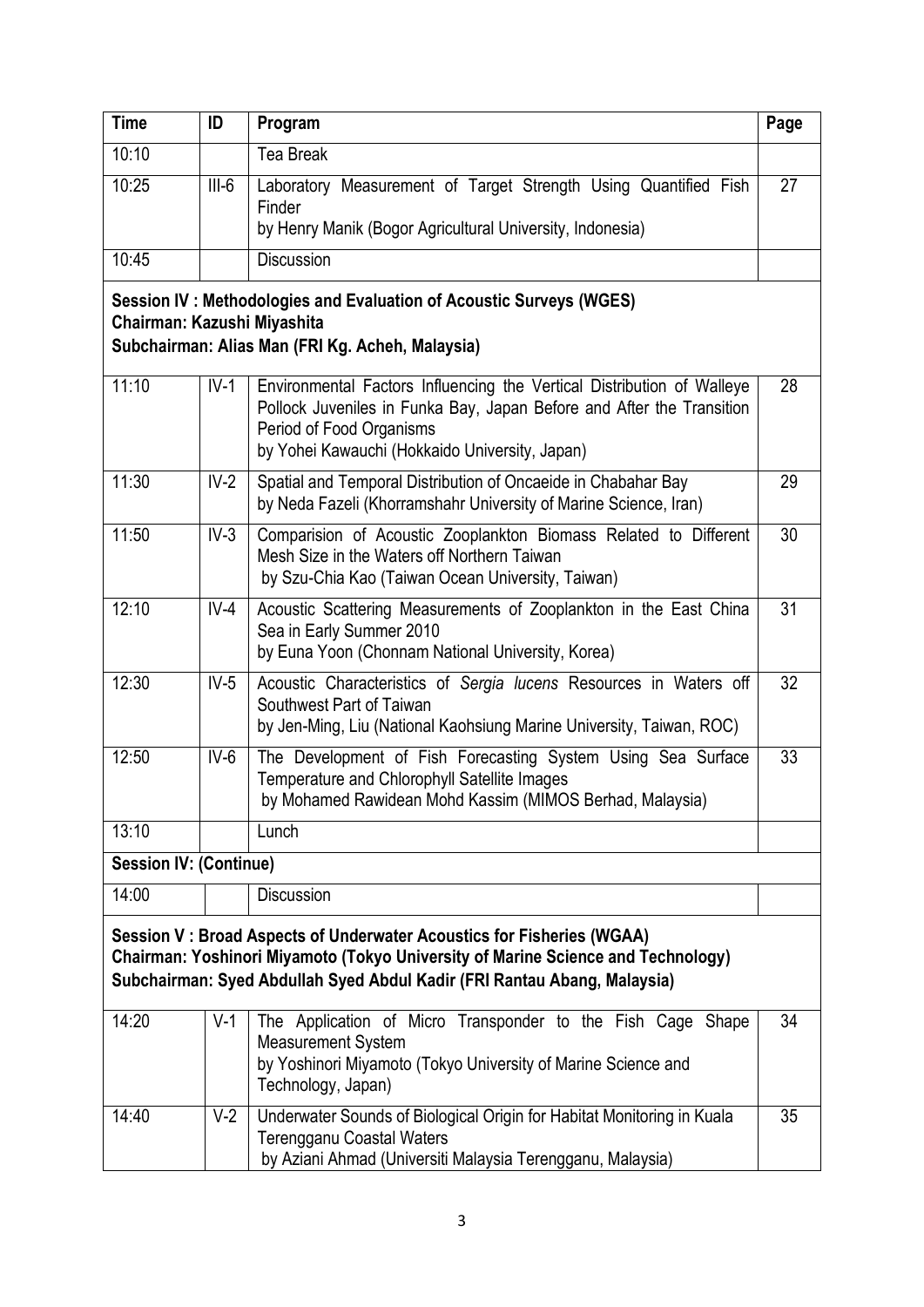| Time | ID | Program | Page |
|---|---|---|---|
| 10:10 | | Tea Break | |
| 10:25 | III-6 | Laboratory Measurement of Target Strength Using Quantified Fish Finder<br>by Henry Manik (Bogor Agricultural University, Indonesia) | 27 |
| 10:45 | | Discussion | |
| **Session IV : Methodologies and Evaluation of Acoustic Surveys (WGES)**<br>**Chairman: Kazushi Miyashita**<br>**Subchairman: Alias Man (FRI Kg. Acheh, Malaysia)** | | | |
| 11:10 | IV-1 | Environmental Factors Influencing the Vertical Distribution of Walleye Pollock Juveniles in Funka Bay, Japan Before and After the Transition Period of Food Organisms<br>by Yohei Kawauchi (Hokkaido University, Japan) | 28 |
| 11:30 | IV-2 | Spatial and Temporal Distribution of Oncaeide in Chabahar Bay<br>by Neda Fazeli (Khorramshahr University of Marine Science, Iran) | 29 |
| 11:50 | IV-3 | Comparision of Acoustic Zooplankton Biomass Related to Different Mesh Size in the Waters off Northern Taiwan<br>by Szu-Chia Kao (Taiwan Ocean University, Taiwan) | 30 |
| 12:10 | IV-4 | Acoustic Scattering Measurements of Zooplankton in the East China Sea in Early Summer 2010<br>by Euna Yoon (Chonnam National University, Korea) | 31 |
| 12:30 | IV-5 | Acoustic Characteristics of *Sergia lucens* Resources in Waters off Southwest Part of Taiwan<br>by Jen-Ming, Liu (National Kaohsiung Marine University, Taiwan, ROC) | 32 |
| 12:50 | IV-6 | The Development of Fish Forecasting System Using Sea Surface Temperature and Chlorophyll Satellite Images<br>by Mohamed Rawidean Mohd Kassim (MIMOS Berhad, Malaysia) | 33 |
| 13:10 | | Lunch | |
| **Session IV: (Continue)** | | | |
| 14:00 | | Discussion | |
| **Session V : Broad Aspects of Underwater Acoustics for Fisheries (WGAA)**<br>**Chairman: Yoshinori Miyamoto (Tokyo University of Marine Science and Technology)**<br>**Subchairman: Syed Abdullah Syed Abdul Kadir (FRI Rantau Abang, Malaysia)** | | | |
| 14:20 | V-1 | The Application of Micro Transponder to the Fish Cage Shape Measurement System<br>by Yoshinori Miyamoto (Tokyo University of Marine Science and Technology, Japan) | 34 |
| 14:40 | V-2 | Underwater Sounds of Biological Origin for Habitat Monitoring in Kuala Terengganu Coastal Waters<br>by Aziani Ahmad (Universiti Malaysia Terengganu, Malaysia) | 35 |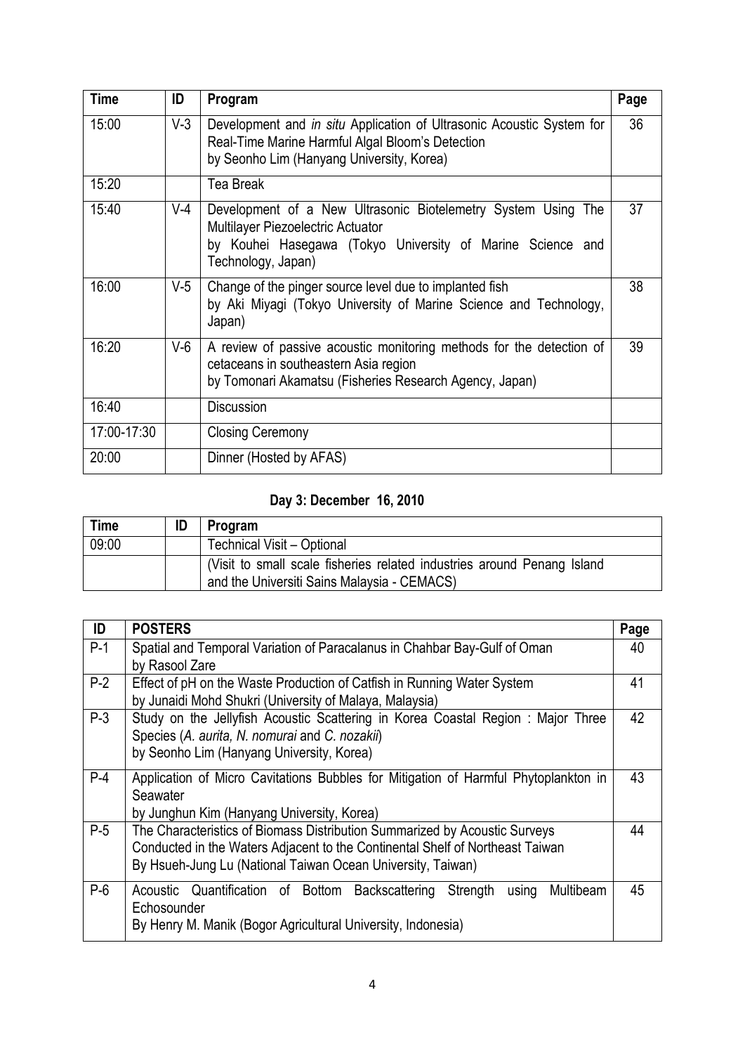| Time | ID | Program | Page |
|---|---|---|---|
| 15:00 | V-3 | Development and *in situ* Application of Ultrasonic Acoustic System for Real-Time Marine Harmful Algal Bloom's Detection by Seonho Lim (Hanyang University, Korea) | 36 |
| 15:20 | | Tea Break | |
| 15:40 | V-4 | Development of a New Ultrasonic Biotelemetry System Using The Multilayer Piezoelectric Actuator by Kouhei Hasegawa (Tokyo University of Marine Science and Technology, Japan) | 37 |
| 16:00 | V-5 | Change of the pinger source level due to implanted fish by Aki Miyagi (Tokyo University of Marine Science and Technology, Japan) | 38 |
| 16:20 | V-6 | A review of passive acoustic monitoring methods for the detection of cetaceans in southeastern Asia region by Tomonari Akamatsu (Fisheries Research Agency, Japan) | 39 |
| 16:40 | | Discussion | |
| 17:00-17:30 | | Closing Ceremony | |
| 20:00 | | Dinner (Hosted by AFAS) | |

## Day 3: December 16, 2010

| Time | ID | Program |
|---|---|---|
| 09:00 | | Technical Visit – Optional |
| | | (Visit to small scale fisheries related industries around Penang Island and the Universiti Sains Malaysia - CEMACS) |

| ID | POSTERS | Page |
|---|---|---|
| P-1 | Spatial and Temporal Variation of Paracalanus in Chahbar Bay-Gulf of Oman by Rasool Zare | 40 |
| P-2 | Effect of pH on the Waste Production of Catfish in Running Water System by Junaidi Mohd Shukri (University of Malaya, Malaysia) | 41 |
| P-3 | Study on the Jellyfish Acoustic Scattering in Korea Coastal Region : Major Three Species (*A. aurita, N. nomurai* and *C. nozakii*) by Seonho Lim (Hanyang University, Korea) | 42 |
| P-4 | Application of Micro Cavitations Bubbles for Mitigation of Harmful Phytoplankton in Seawater by Junghun Kim (Hanyang University, Korea) | 43 |
| P-5 | The Characteristics of Biomass Distribution Summarized by Acoustic Surveys Conducted in the Waters Adjacent to the Continental Shelf of Northeast Taiwan By Hsueh-Jung Lu (National Taiwan Ocean University, Taiwan) | 44 |
| P-6 | Acoustic Quantification of Bottom Backscattering Strength using Multibeam Echosounder By Henry M. Manik (Bogor Agricultural University, Indonesia) | 45 |